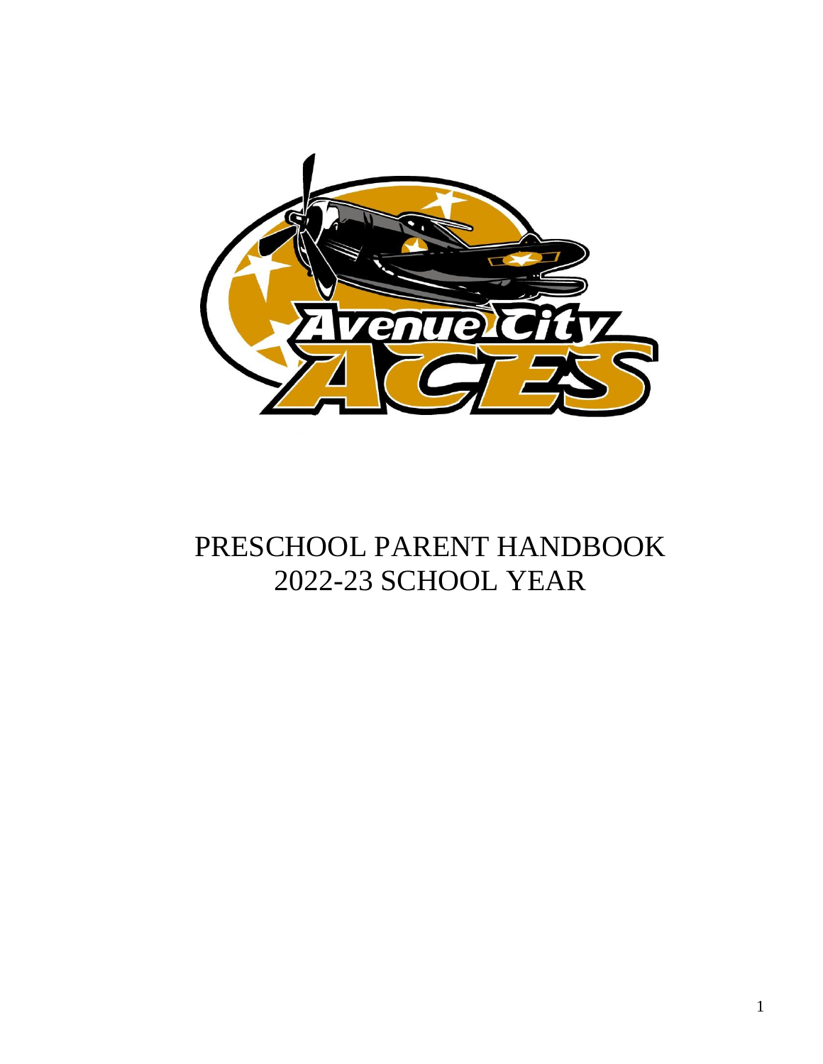# PRESCHOOL PARENT HANDBOOK
# 2022-23 SCHOOL YEAR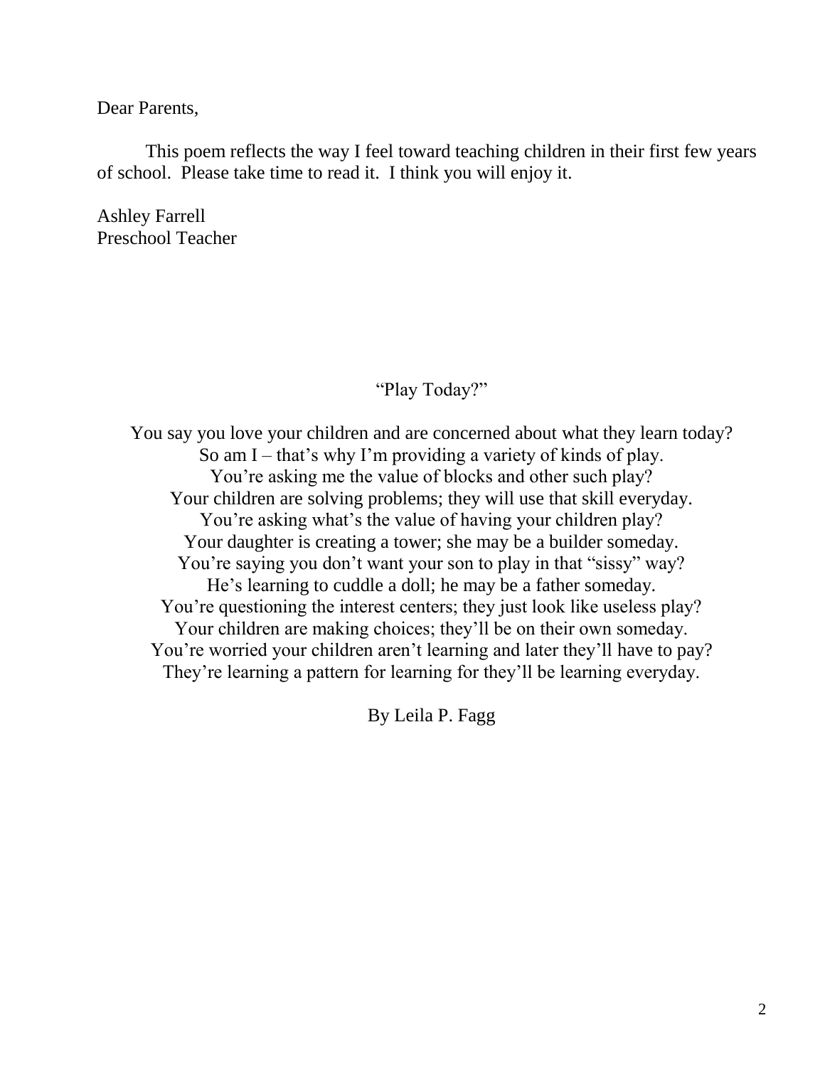Dear Parents,

This poem reflects the way I feel toward teaching children in their first few years of school. Please take time to read it. I think you will enjoy it.

Ashley Farrell  
Preschool Teacher

"Play Today?"

You say you love your children and are concerned about what they learn today?  
So am I – that's why I'm providing a variety of kinds of play.  
You're asking me the value of blocks and other such play?  
Your children are solving problems; they will use that skill everyday.  
You're asking what's the value of having your children play?  
Your daughter is creating a tower; she may be a builder someday.  
You're saying you don't want your son to play in that "sissy" way?  
He's learning to cuddle a doll; he may be a father someday.  
You're questioning the interest centers; they just look like useless play?  
Your children are making choices; they'll be on their own someday.  
You're worried your children aren't learning and later they'll have to pay?  
They're learning a pattern for learning for they'll be learning everyday.

By Leila P. Fagg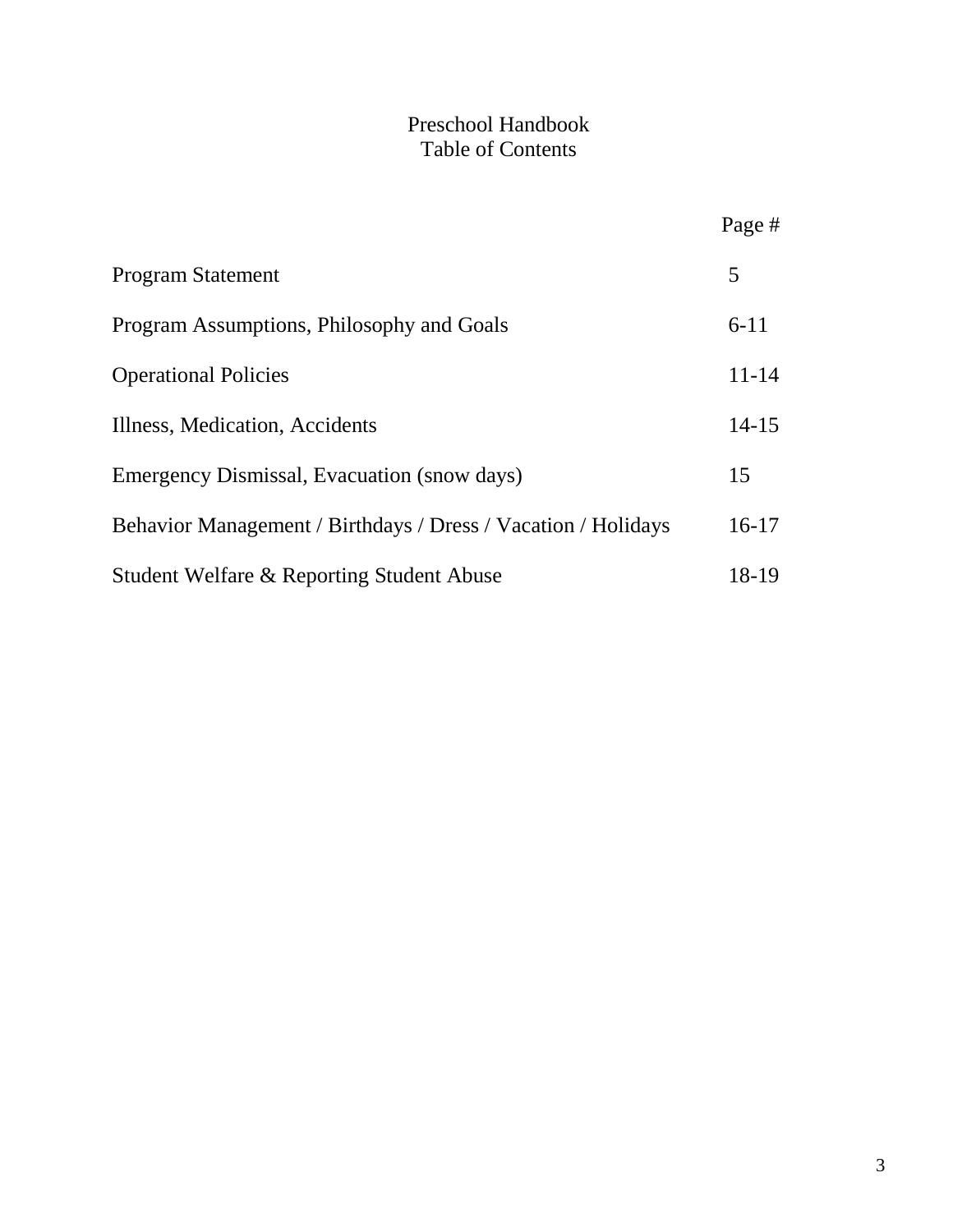# Preschool Handbook
## Table of Contents

| | Page # |
|---|---|
| Program Statement | 5 |
| Program Assumptions, Philosophy and Goals | 6-11 |
| Operational Policies | 11-14 |
| Illness, Medication, Accidents | 14-15 |
| Emergency Dismissal, Evacuation (snow days) | 15 |
| Behavior Management / Birthdays / Dress / Vacation / Holidays | 16-17 |
| Student Welfare & Reporting Student Abuse | 18-19 |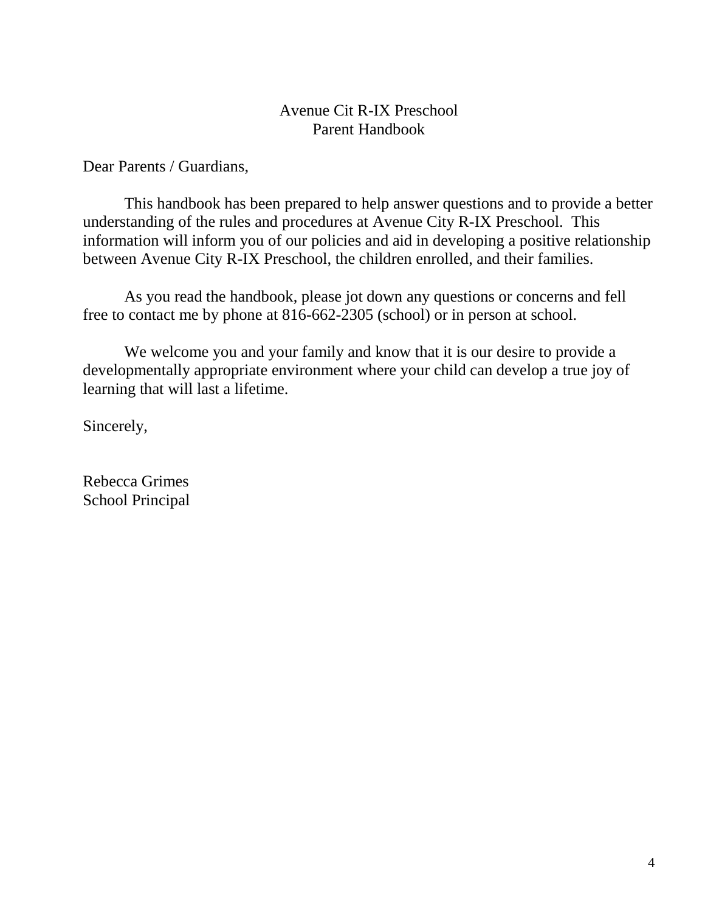Avenue Cit R-IX Preschool
Parent Handbook

Dear Parents / Guardians,

This handbook has been prepared to help answer questions and to provide a better understanding of the rules and procedures at Avenue City R-IX Preschool. This information will inform you of our policies and aid in developing a positive relationship between Avenue City R-IX Preschool, the children enrolled, and their families.

As you read the handbook, please jot down any questions or concerns and fell free to contact me by phone at 816-662-2305 (school) or in person at school.

We welcome you and your family and know that it is our desire to provide a developmentally appropriate environment where your child can develop a true joy of learning that will last a lifetime.

Sincerely,

Rebecca Grimes
School Principal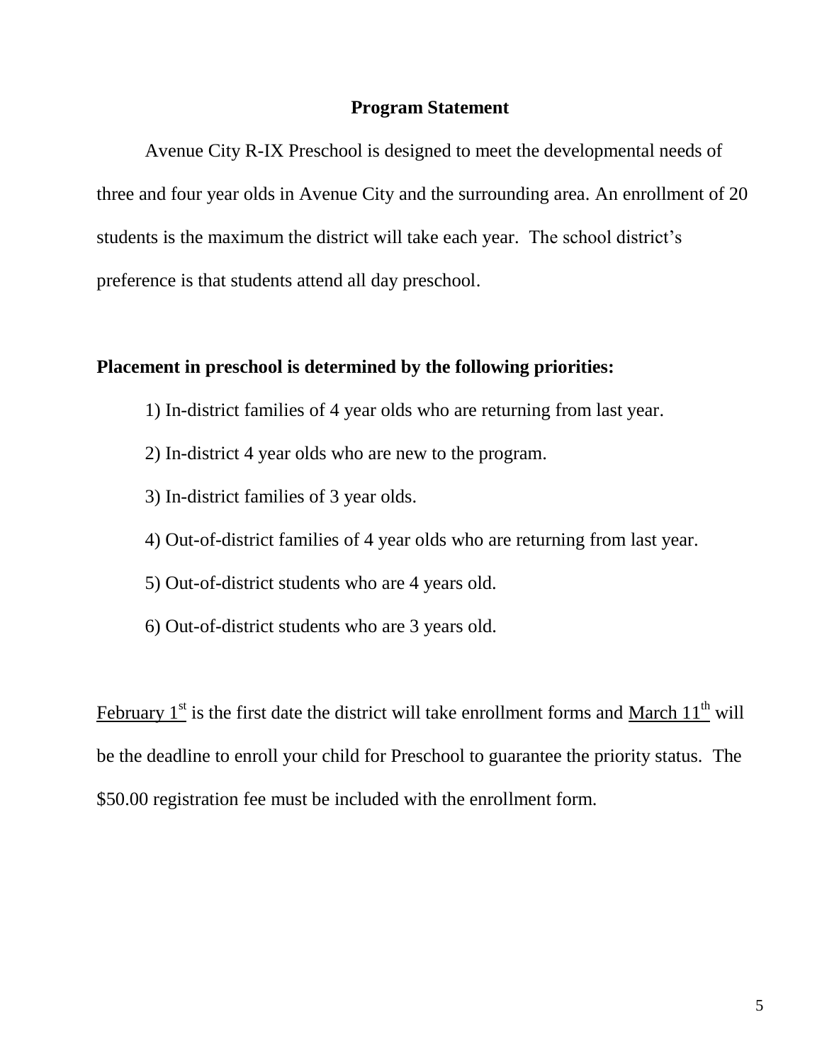## Program Statement

Avenue City R-IX Preschool is designed to meet the developmental needs of three and four year olds in Avenue City and the surrounding area. An enrollment of 20 students is the maximum the district will take each year. The school district's preference is that students attend all day preschool.

**Placement in preschool is determined by the following priorities:**

1) In-district families of 4 year olds who are returning from last year.

2) In-district 4 year olds who are new to the program.

3) In-district families of 3 year olds.

4) Out-of-district families of 4 year olds who are returning from last year.

5) Out-of-district students who are 4 years old.

6) Out-of-district students who are 3 years old.

<u>February 1st</u> is the first date the district will take enrollment forms and <u>March 11th</u> will be the deadline to enroll your child for Preschool to guarantee the priority status. The $50.00 registration fee must be included with the enrollment form.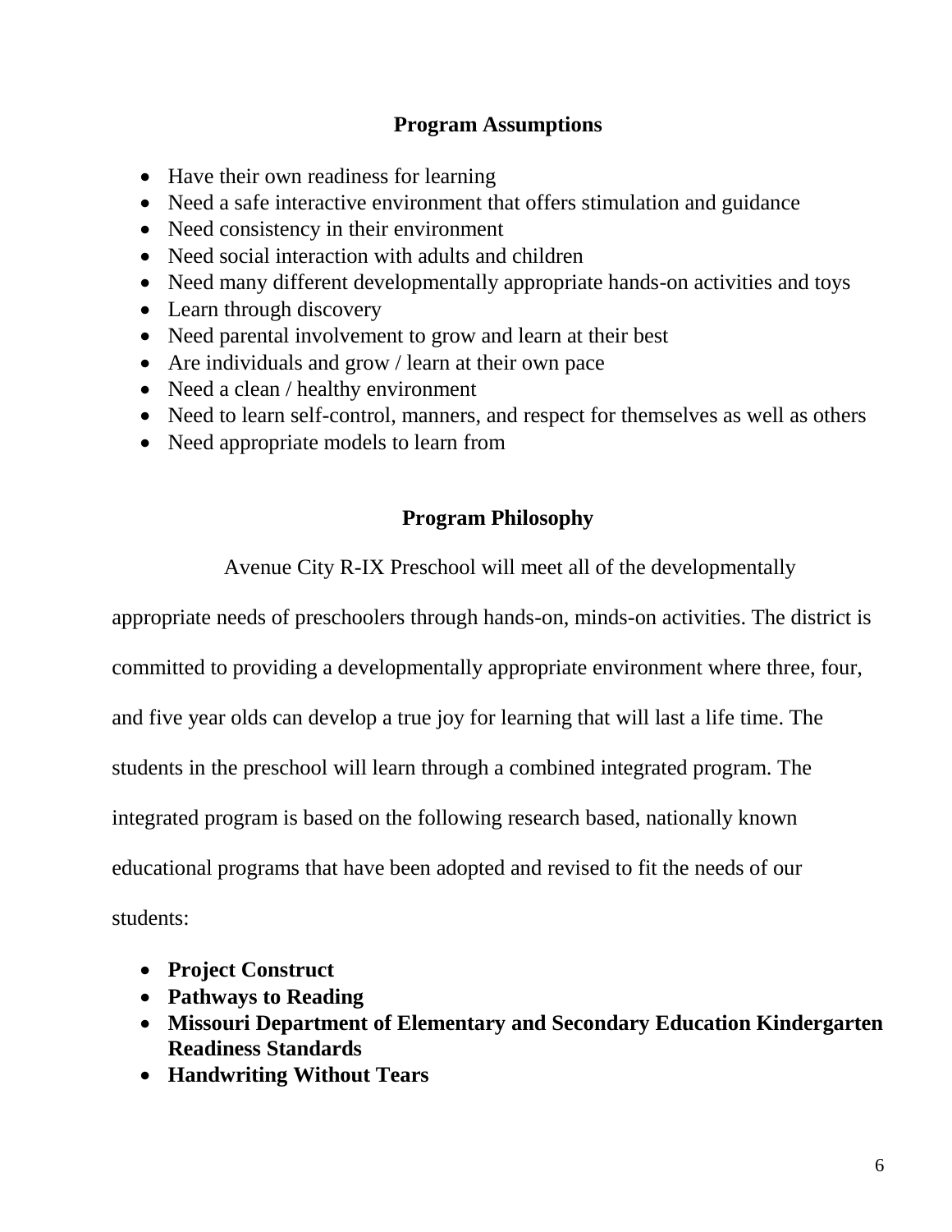## Program Assumptions

- Have their own readiness for learning
- Need a safe interactive environment that offers stimulation and guidance
- Need consistency in their environment
- Need social interaction with adults and children
- Need many different developmentally appropriate hands-on activities and toys
- Learn through discovery
- Need parental involvement to grow and learn at their best
- Are individuals and grow / learn at their own pace
- Need a clean / healthy environment
- Need to learn self-control, manners, and respect for themselves as well as others
- Need appropriate models to learn from

## Program Philosophy

Avenue City R-IX Preschool will meet all of the developmentally appropriate needs of preschoolers through hands-on, minds-on activities. The district is committed to providing a developmentally appropriate environment where three, four, and five year olds can develop a true joy for learning that will last a life time. The students in the preschool will learn through a combined integrated program. The integrated program is based on the following research based, nationally known educational programs that have been adopted and revised to fit the needs of our students:

- **Project Construct**
- **Pathways to Reading**
- **Missouri Department of Elementary and Secondary Education Kindergarten Readiness Standards**
- **Handwriting Without Tears**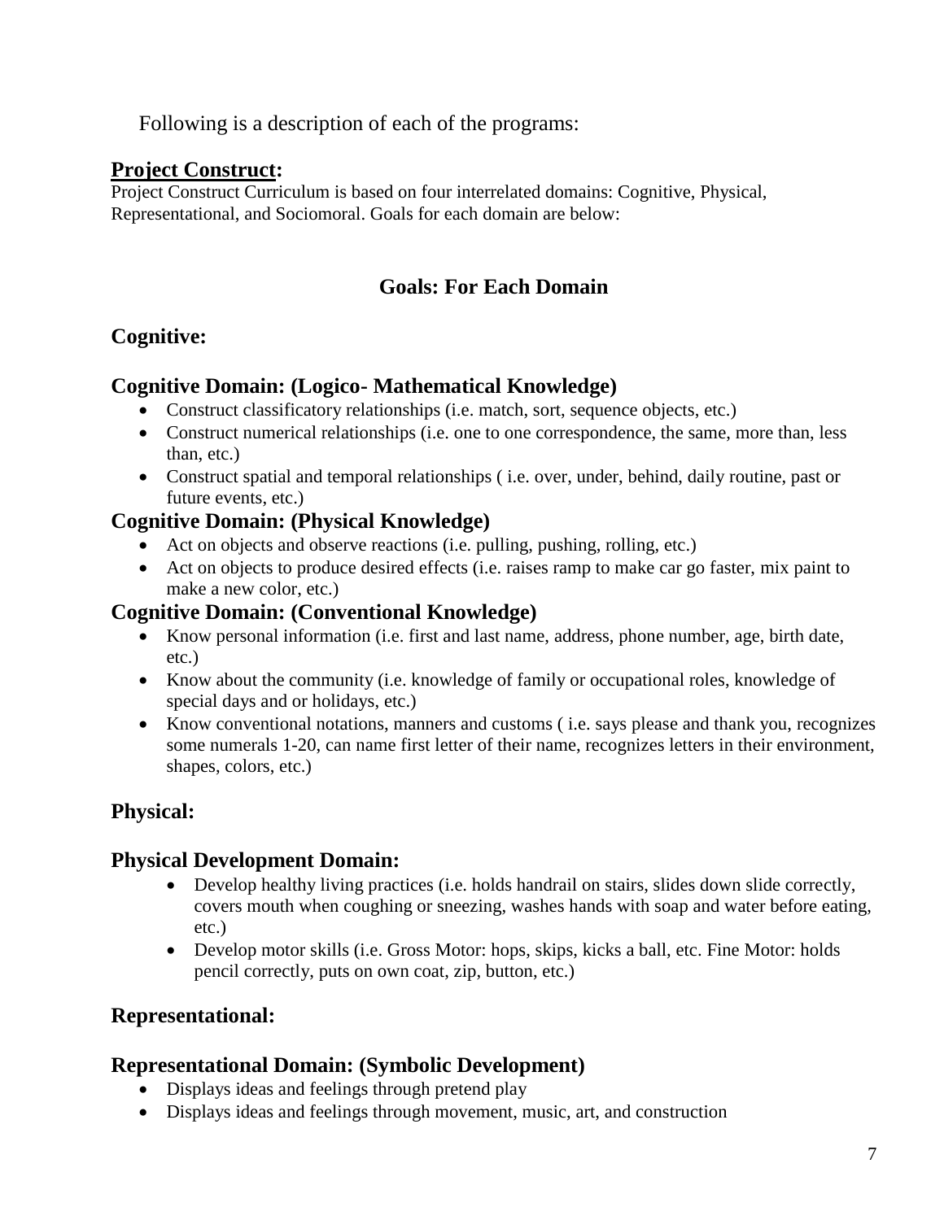Following is a description of each of the programs:

## **<u>Project Construct</u>:**

Project Construct Curriculum is based on four interrelated domains: Cognitive, Physical, Representational, and Sociomoral. Goals for each domain are below:

### Goals: For Each Domain

### Cognitive:

#### Cognitive Domain: (Logico- Mathematical Knowledge)

- Construct classificatory relationships (i.e. match, sort, sequence objects, etc.)
- Construct numerical relationships (i.e. one to one correspondence, the same, more than, less than, etc.)
- Construct spatial and temporal relationships ( i.e. over, under, behind, daily routine, past or future events, etc.)

#### Cognitive Domain: (Physical Knowledge)

- Act on objects and observe reactions (i.e. pulling, pushing, rolling, etc.)
- Act on objects to produce desired effects (i.e. raises ramp to make car go faster, mix paint to make a new color, etc.)

#### Cognitive Domain: (Conventional Knowledge)

- Know personal information (i.e. first and last name, address, phone number, age, birth date, etc.)
- Know about the community (i.e. knowledge of family or occupational roles, knowledge of special days and or holidays, etc.)
- Know conventional notations, manners and customs ( i.e. says please and thank you, recognizes some numerals 1-20, can name first letter of their name, recognizes letters in their environment, shapes, colors, etc.)

### Physical:

#### Physical Development Domain:

- Develop healthy living practices (i.e. holds handrail on stairs, slides down slide correctly, covers mouth when coughing or sneezing, washes hands with soap and water before eating, etc.)
- Develop motor skills (i.e. Gross Motor: hops, skips, kicks a ball, etc. Fine Motor: holds pencil correctly, puts on own coat, zip, button, etc.)

### Representational:

#### Representational Domain: (Symbolic Development)

- Displays ideas and feelings through pretend play
- Displays ideas and feelings through movement, music, art, and construction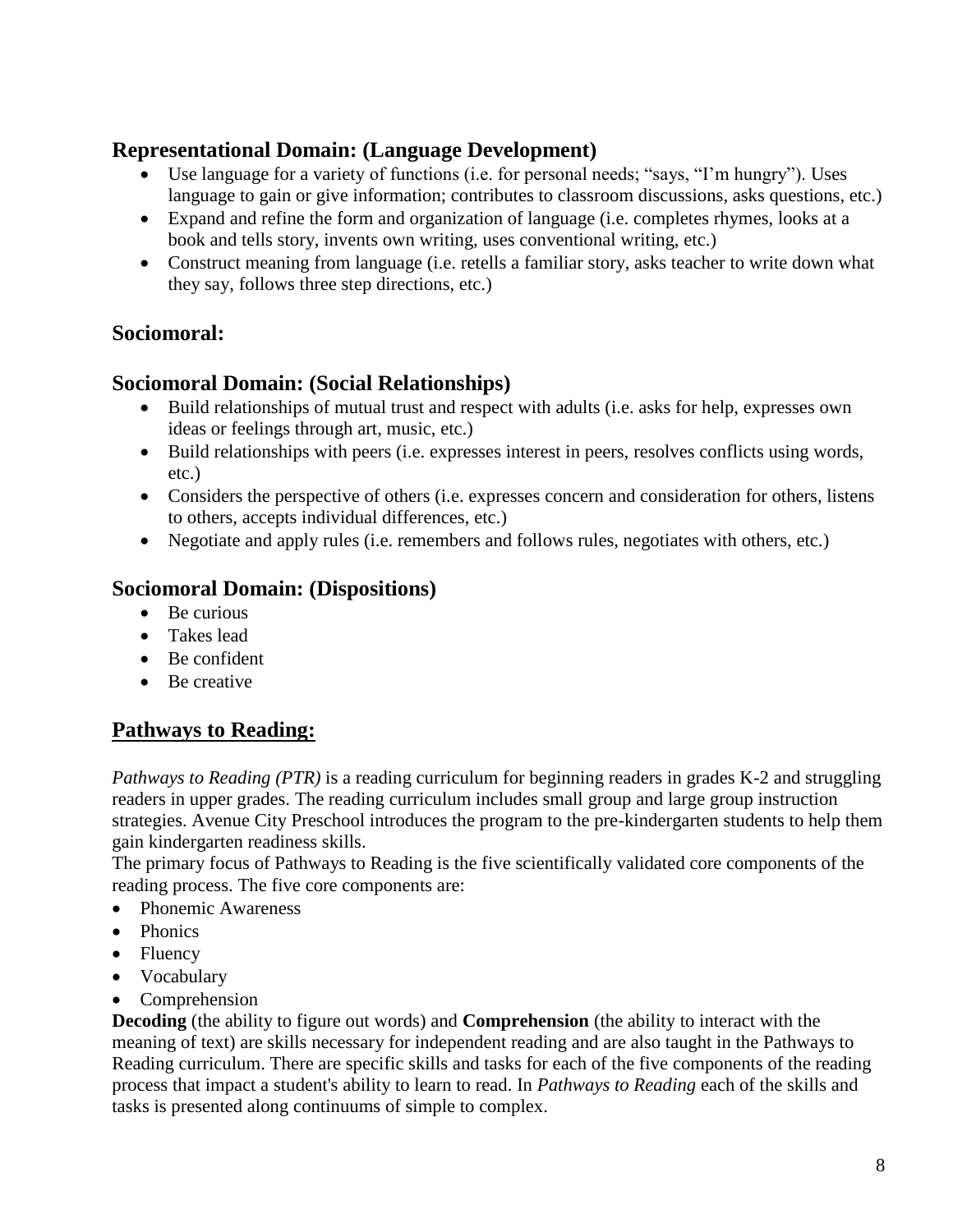### Representational Domain: (Language Development)

- Use language for a variety of functions (i.e. for personal needs; "says, "I'm hungry"). Uses language to gain or give information; contributes to classroom discussions, asks questions, etc.)
- Expand and refine the form and organization of language (i.e. completes rhymes, looks at a book and tells story, invents own writing, uses conventional writing, etc.)
- Construct meaning from language (i.e. retells a familiar story, asks teacher to write down what they say, follows three step directions, etc.)

### Sociomoral:

### Sociomoral Domain: (Social Relationships)

- Build relationships of mutual trust and respect with adults (i.e. asks for help, expresses own ideas or feelings through art, music, etc.)
- Build relationships with peers (i.e. expresses interest in peers, resolves conflicts using words, etc.)
- Considers the perspective of others (i.e. expresses concern and consideration for others, listens to others, accepts individual differences, etc.)
- Negotiate and apply rules (i.e. remembers and follows rules, negotiates with others, etc.)

### Sociomoral Domain: (Dispositions)

- Be curious
- Takes lead
- Be confident
- Be creative

## Pathways to Reading:

*Pathways to Reading (PTR)* is a reading curriculum for beginning readers in grades K-2 and struggling readers in upper grades. The reading curriculum includes small group and large group instruction strategies. Avenue City Preschool introduces the program to the pre-kindergarten students to help them gain kindergarten readiness skills.

The primary focus of Pathways to Reading is the five scientifically validated core components of the reading process. The five core components are:

- Phonemic Awareness
- Phonics
- Fluency
- Vocabulary
- Comprehension

**Decoding** (the ability to figure out words) and **Comprehension** (the ability to interact with the meaning of text) are skills necessary for independent reading and are also taught in the Pathways to Reading curriculum. There are specific skills and tasks for each of the five components of the reading process that impact a student's ability to learn to read. In *Pathways to Reading* each of the skills and tasks is presented along continuums of simple to complex.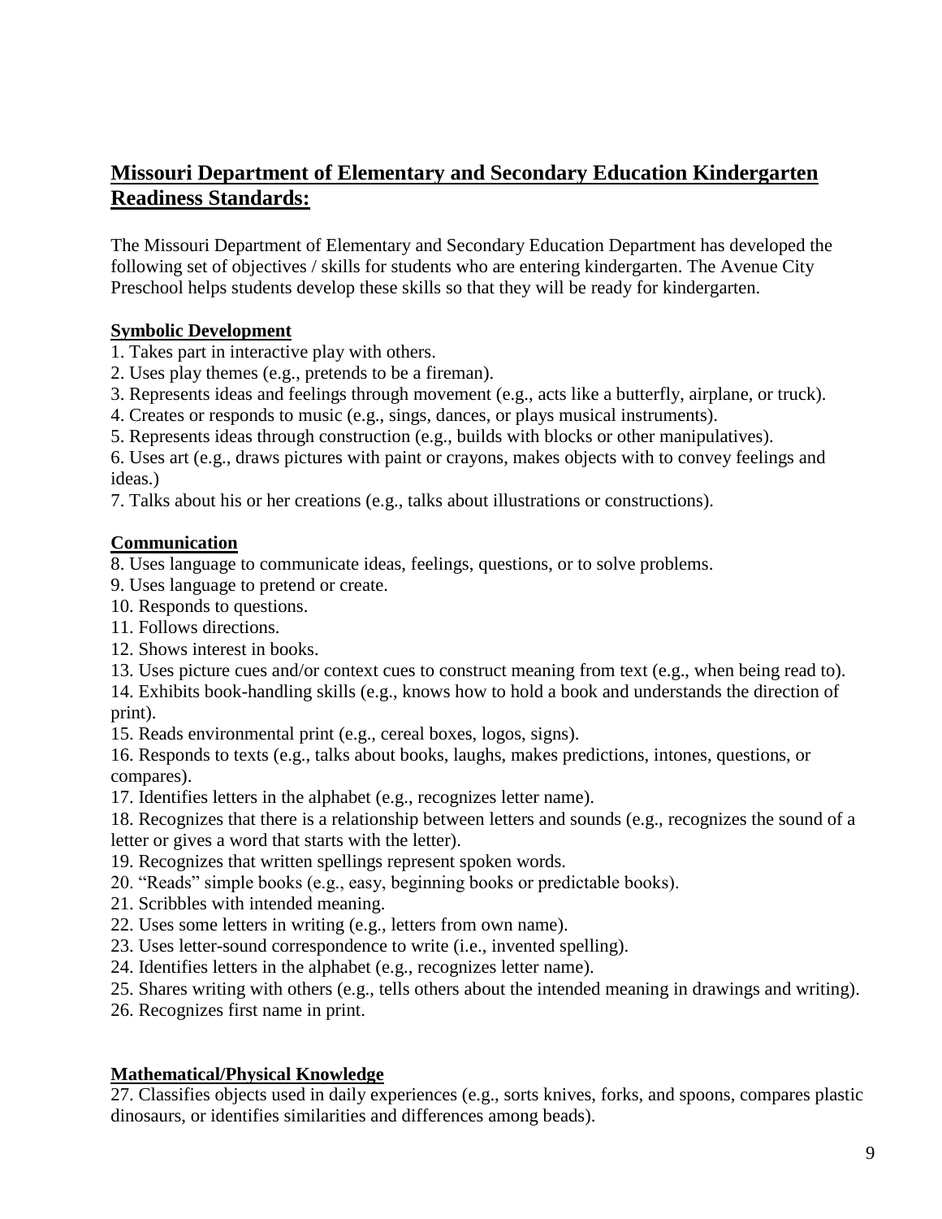## **Missouri Department of Elementary and Secondary Education Kindergarten Readiness Standards:**

The Missouri Department of Elementary and Secondary Education Department has developed the following set of objectives / skills for students who are entering kindergarten. The Avenue City Preschool helps students develop these skills so that they will be ready for kindergarten.

**Symbolic Development**

1. Takes part in interactive play with others.
2. Uses play themes (e.g., pretends to be a fireman).
3. Represents ideas and feelings through movement (e.g., acts like a butterfly, airplane, or truck).
4. Creates or responds to music (e.g., sings, dances, or plays musical instruments).
5. Represents ideas through construction (e.g., builds with blocks or other manipulatives).
6. Uses art (e.g., draws pictures with paint or crayons, makes objects with to convey feelings and ideas.)
7. Talks about his or her creations (e.g., talks about illustrations or constructions).

**Communication**

8. Uses language to communicate ideas, feelings, questions, or to solve problems.
9. Uses language to pretend or create.
10. Responds to questions.
11. Follows directions.
12. Shows interest in books.
13. Uses picture cues and/or context cues to construct meaning from text (e.g., when being read to).
14. Exhibits book-handling skills (e.g., knows how to hold a book and understands the direction of print).
15. Reads environmental print (e.g., cereal boxes, logos, signs).
16. Responds to texts (e.g., talks about books, laughs, makes predictions, intones, questions, or compares).
17. Identifies letters in the alphabet (e.g., recognizes letter name).
18. Recognizes that there is a relationship between letters and sounds (e.g., recognizes the sound of a letter or gives a word that starts with the letter).
19. Recognizes that written spellings represent spoken words.
20. "Reads" simple books (e.g., easy, beginning books or predictable books).
21. Scribbles with intended meaning.
22. Uses some letters in writing (e.g., letters from own name).
23. Uses letter-sound correspondence to write (i.e., invented spelling).
24. Identifies letters in the alphabet (e.g., recognizes letter name).
25. Shares writing with others (e.g., tells others about the intended meaning in drawings and writing).
26. Recognizes first name in print.

**Mathematical/Physical Knowledge**

27. Classifies objects used in daily experiences (e.g., sorts knives, forks, and spoons, compares plastic dinosaurs, or identifies similarities and differences among beads).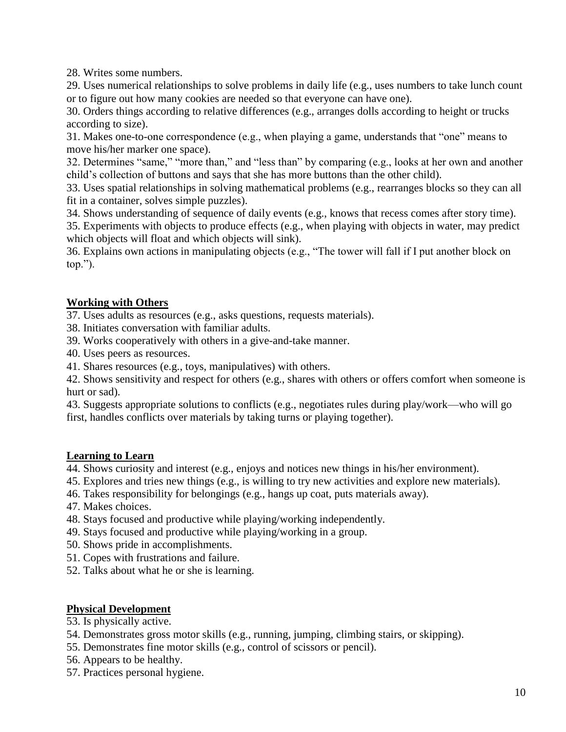28. Writes some numbers.
29. Uses numerical relationships to solve problems in daily life (e.g., uses numbers to take lunch count or to figure out how many cookies are needed so that everyone can have one).
30. Orders things according to relative differences (e.g., arranges dolls according to height or trucks according to size).
31. Makes one-to-one correspondence (e.g., when playing a game, understands that "one" means to move his/her marker one space).
32. Determines "same," "more than," and "less than" by comparing (e.g., looks at her own and another child's collection of buttons and says that she has more buttons than the other child).
33. Uses spatial relationships in solving mathematical problems (e.g., rearranges blocks so they can all fit in a container, solves simple puzzles).
34. Shows understanding of sequence of daily events (e.g., knows that recess comes after story time).
35. Experiments with objects to produce effects (e.g., when playing with objects in water, may predict which objects will float and which objects will sink).
36. Explains own actions in manipulating objects (e.g., "The tower will fall if I put another block on top.").

**Working with Others**

37. Uses adults as resources (e.g., asks questions, requests materials).
38. Initiates conversation with familiar adults.
39. Works cooperatively with others in a give-and-take manner.
40. Uses peers as resources.
41. Shares resources (e.g., toys, manipulatives) with others.
42. Shows sensitivity and respect for others (e.g., shares with others or offers comfort when someone is hurt or sad).
43. Suggests appropriate solutions to conflicts (e.g., negotiates rules during play/work—who will go first, handles conflicts over materials by taking turns or playing together).

**Learning to Learn**

44. Shows curiosity and interest (e.g., enjoys and notices new things in his/her environment).
45. Explores and tries new things (e.g., is willing to try new activities and explore new materials).
46. Takes responsibility for belongings (e.g., hangs up coat, puts materials away).
47. Makes choices.
48. Stays focused and productive while playing/working independently.
49. Stays focused and productive while playing/working in a group.
50. Shows pride in accomplishments.
51. Copes with frustrations and failure.
52. Talks about what he or she is learning.

**Physical Development**

53. Is physically active.
54. Demonstrates gross motor skills (e.g., running, jumping, climbing stairs, or skipping).
55. Demonstrates fine motor skills (e.g., control of scissors or pencil).
56. Appears to be healthy.
57. Practices personal hygiene.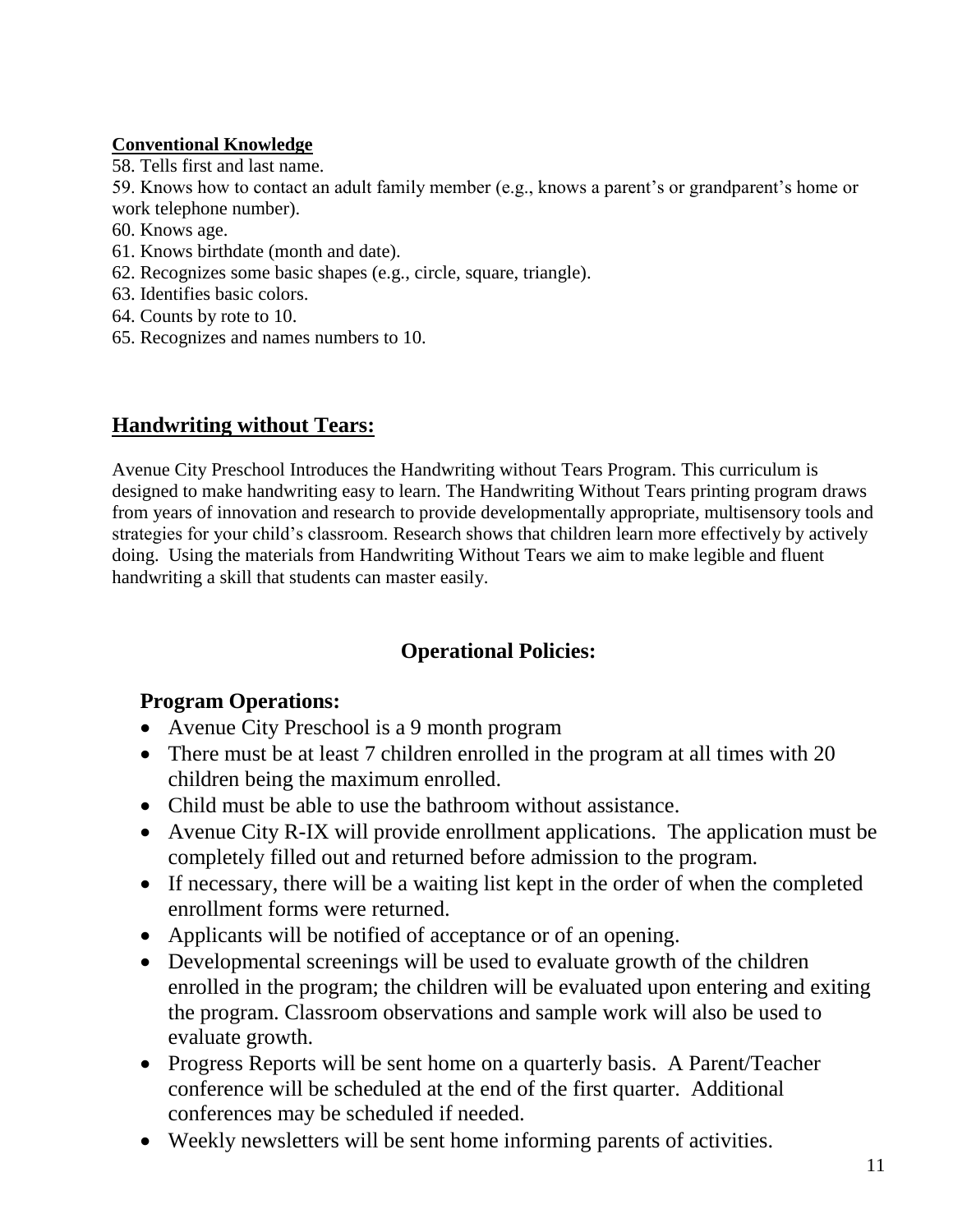**Conventional Knowledge**

58. Tells first and last name.
59. Knows how to contact an adult family member (e.g., knows a parent's or grandparent's home or work telephone number).
60. Knows age.
61. Knows birthdate (month and date).
62. Recognizes some basic shapes (e.g., circle, square, triangle).
63. Identifies basic colors.
64. Counts by rote to 10.
65. Recognizes and names numbers to 10.

## Handwriting without Tears:

Avenue City Preschool Introduces the Handwriting without Tears Program. This curriculum is designed to make handwriting easy to learn. The Handwriting Without Tears printing program draws from years of innovation and research to provide developmentally appropriate, multisensory tools and strategies for your child's classroom. Research shows that children learn more effectively by actively doing. Using the materials from Handwriting Without Tears we aim to make legible and fluent handwriting a skill that students can master easily.

## Operational Policies:

### Program Operations:

- Avenue City Preschool is a 9 month program
- There must be at least 7 children enrolled in the program at all times with 20 children being the maximum enrolled.
- Child must be able to use the bathroom without assistance.
- Avenue City R-IX will provide enrollment applications. The application must be completely filled out and returned before admission to the program.
- If necessary, there will be a waiting list kept in the order of when the completed enrollment forms were returned.
- Applicants will be notified of acceptance or of an opening.
- Developmental screenings will be used to evaluate growth of the children enrolled in the program; the children will be evaluated upon entering and exiting the program. Classroom observations and sample work will also be used to evaluate growth.
- Progress Reports will be sent home on a quarterly basis. A Parent/Teacher conference will be scheduled at the end of the first quarter. Additional conferences may be scheduled if needed.
- Weekly newsletters will be sent home informing parents of activities.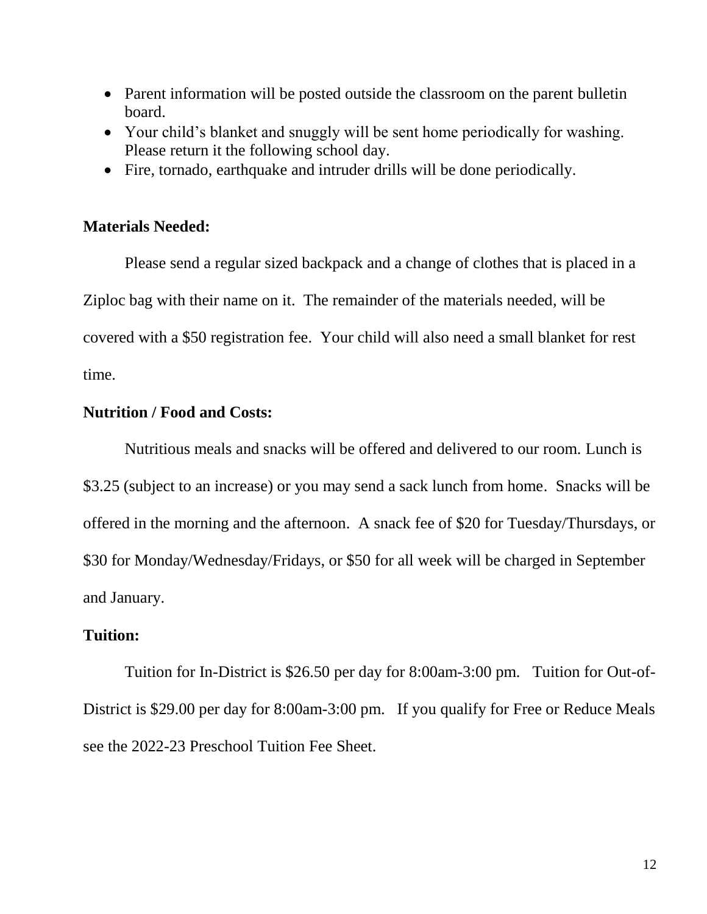- Parent information will be posted outside the classroom on the parent bulletin board.
- Your child's blanket and snuggly will be sent home periodically for washing. Please return it the following school day.
- Fire, tornado, earthquake and intruder drills will be done periodically.

**Materials Needed:**

Please send a regular sized backpack and a change of clothes that is placed in a Ziploc bag with their name on it. The remainder of the materials needed, will be covered with a $50 registration fee. Your child will also need a small blanket for rest time.

**Nutrition / Food and Costs:**

Nutritious meals and snacks will be offered and delivered to our room. Lunch is $3.25 (subject to an increase) or you may send a sack lunch from home. Snacks will be offered in the morning and the afternoon. A snack fee of $20 for Tuesday/Thursdays, or $30 for Monday/Wednesday/Fridays, or $50 for all week will be charged in September and January.

**Tuition:**

Tuition for In-District is $26.50 per day for 8:00am-3:00 pm. Tuition for Out-of-District is $29.00 per day for 8:00am-3:00 pm. If you qualify for Free or Reduce Meals see the 2022-23 Preschool Tuition Fee Sheet.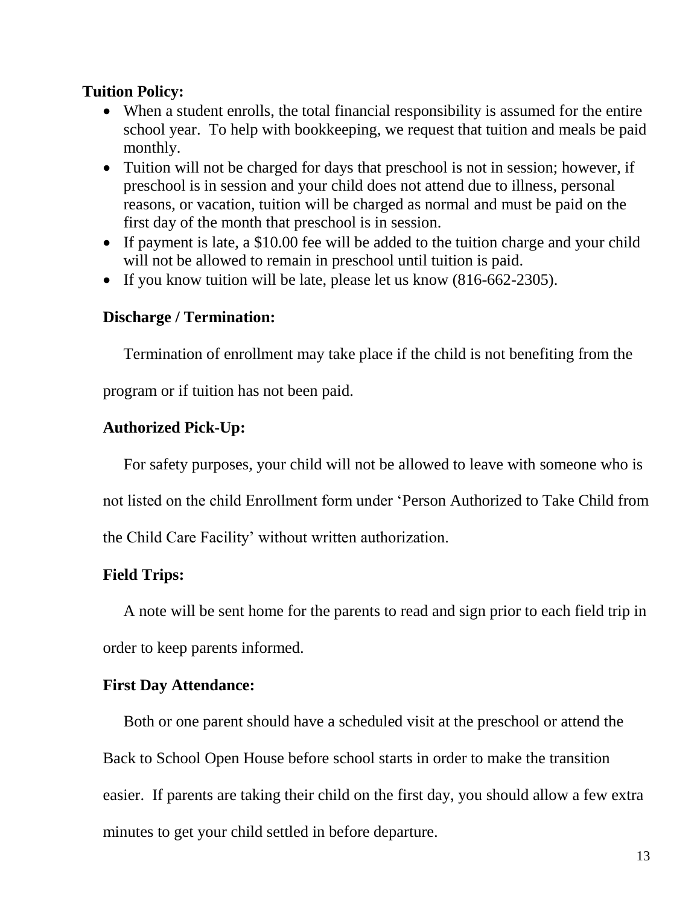**Tuition Policy:**

- When a student enrolls, the total financial responsibility is assumed for the entire school year. To help with bookkeeping, we request that tuition and meals be paid monthly.
- Tuition will not be charged for days that preschool is not in session; however, if preschool is in session and your child does not attend due to illness, personal reasons, or vacation, tuition will be charged as normal and must be paid on the first day of the month that preschool is in session.
- If payment is late, a $10.00 fee will be added to the tuition charge and your child will not be allowed to remain in preschool until tuition is paid.
- If you know tuition will be late, please let us know (816-662-2305).

**Discharge / Termination:**

Termination of enrollment may take place if the child is not benefiting from the program or if tuition has not been paid.

**Authorized Pick-Up:**

For safety purposes, your child will not be allowed to leave with someone who is not listed on the child Enrollment form under 'Person Authorized to Take Child from the Child Care Facility' without written authorization.

**Field Trips:**

A note will be sent home for the parents to read and sign prior to each field trip in order to keep parents informed.

**First Day Attendance:**

Both or one parent should have a scheduled visit at the preschool or attend the Back to School Open House before school starts in order to make the transition easier. If parents are taking their child on the first day, you should allow a few extra minutes to get your child settled in before departure.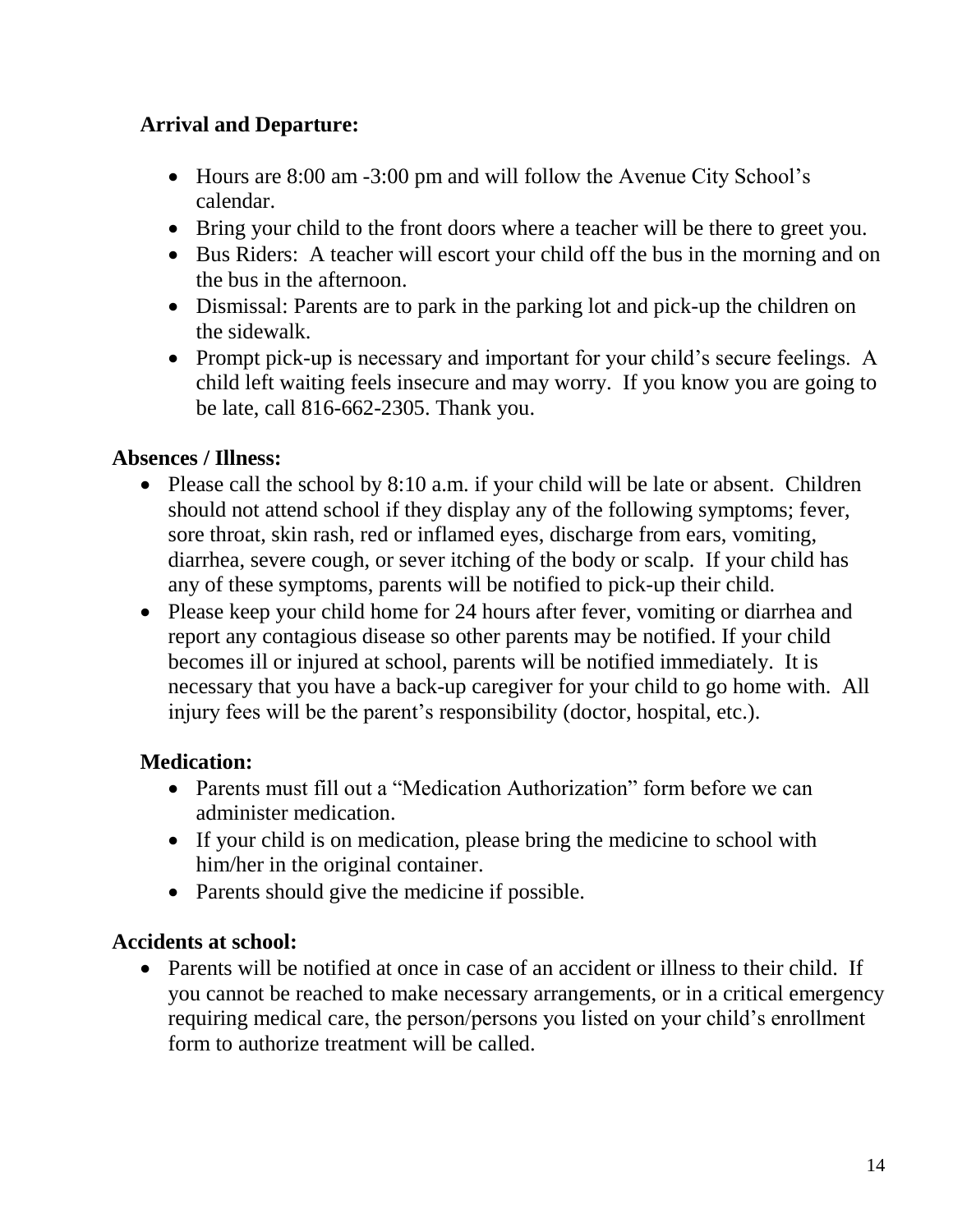**Arrival and Departure:**

- Hours are 8:00 am -3:00 pm and will follow the Avenue City School's calendar.
- Bring your child to the front doors where a teacher will be there to greet you.
- Bus Riders: A teacher will escort your child off the bus in the morning and on the bus in the afternoon.
- Dismissal: Parents are to park in the parking lot and pick-up the children on the sidewalk.
- Prompt pick-up is necessary and important for your child's secure feelings. A child left waiting feels insecure and may worry. If you know you are going to be late, call 816-662-2305. Thank you.

**Absences / Illness:**

- Please call the school by 8:10 a.m. if your child will be late or absent. Children should not attend school if they display any of the following symptoms; fever, sore throat, skin rash, red or inflamed eyes, discharge from ears, vomiting, diarrhea, severe cough, or sever itching of the body or scalp. If your child has any of these symptoms, parents will be notified to pick-up their child.
- Please keep your child home for 24 hours after fever, vomiting or diarrhea and report any contagious disease so other parents may be notified. If your child becomes ill or injured at school, parents will be notified immediately. It is necessary that you have a back-up caregiver for your child to go home with. All injury fees will be the parent's responsibility (doctor, hospital, etc.).

**Medication:**

- Parents must fill out a "Medication Authorization" form before we can administer medication.
- If your child is on medication, please bring the medicine to school with him/her in the original container.
- Parents should give the medicine if possible.

**Accidents at school:**

- Parents will be notified at once in case of an accident or illness to their child. If you cannot be reached to make necessary arrangements, or in a critical emergency requiring medical care, the person/persons you listed on your child's enrollment form to authorize treatment will be called.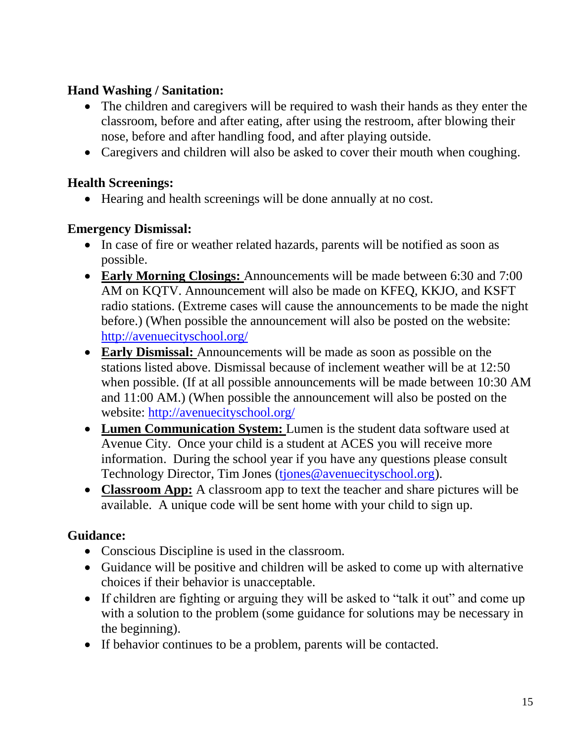**Hand Washing / Sanitation:**

- The children and caregivers will be required to wash their hands as they enter the classroom, before and after eating, after using the restroom, after blowing their nose, before and after handling food, and after playing outside.
- Caregivers and children will also be asked to cover their mouth when coughing.

**Health Screenings:**

- Hearing and health screenings will be done annually at no cost.

**Emergency Dismissal:**

- In case of fire or weather related hazards, parents will be notified as soon as possible.
- **Early Morning Closings:** Announcements will be made between 6:30 and 7:00 AM on KQTV. Announcement will also be made on KFEQ, KKJO, and KSFT radio stations. (Extreme cases will cause the announcements to be made the night before.) (When possible the announcement will also be posted on the website: http://avenuecityschool.org/
- **Early Dismissal:** Announcements will be made as soon as possible on the stations listed above. Dismissal because of inclement weather will be at 12:50 when possible. (If at all possible announcements will be made between 10:30 AM and 11:00 AM.) (When possible the announcement will also be posted on the website: http://avenuecityschool.org/
- **Lumen Communication System:** Lumen is the student data software used at Avenue City. Once your child is a student at ACES you will receive more information. During the school year if you have any questions please consult Technology Director, Tim Jones (tjones@avenuecityschool.org).
- **Classroom App:** A classroom app to text the teacher and share pictures will be available. A unique code will be sent home with your child to sign up.

**Guidance:**

- Conscious Discipline is used in the classroom.
- Guidance will be positive and children will be asked to come up with alternative choices if their behavior is unacceptable.
- If children are fighting or arguing they will be asked to "talk it out" and come up with a solution to the problem (some guidance for solutions may be necessary in the beginning).
- If behavior continues to be a problem, parents will be contacted.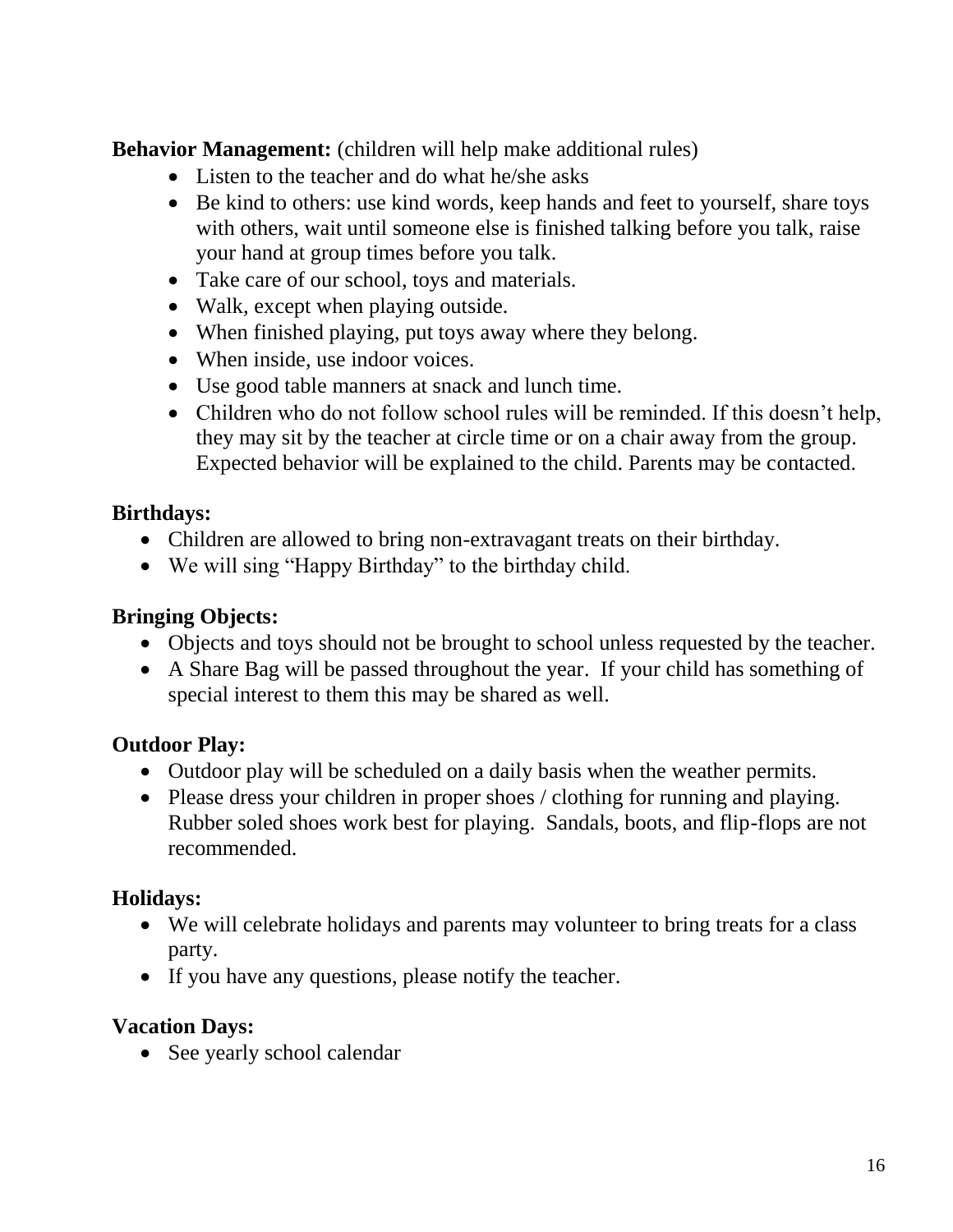**Behavior Management:** (children will help make additional rules)

- Listen to the teacher and do what he/she asks
- Be kind to others: use kind words, keep hands and feet to yourself, share toys with others, wait until someone else is finished talking before you talk, raise your hand at group times before you talk.
- Take care of our school, toys and materials.
- Walk, except when playing outside.
- When finished playing, put toys away where they belong.
- When inside, use indoor voices.
- Use good table manners at snack and lunch time.
- Children who do not follow school rules will be reminded. If this doesn't help, they may sit by the teacher at circle time or on a chair away from the group. Expected behavior will be explained to the child. Parents may be contacted.

**Birthdays:**

- Children are allowed to bring non-extravagant treats on their birthday.
- We will sing "Happy Birthday" to the birthday child.

**Bringing Objects:**

- Objects and toys should not be brought to school unless requested by the teacher.
- A Share Bag will be passed throughout the year. If your child has something of special interest to them this may be shared as well.

**Outdoor Play:**

- Outdoor play will be scheduled on a daily basis when the weather permits.
- Please dress your children in proper shoes / clothing for running and playing. Rubber soled shoes work best for playing. Sandals, boots, and flip-flops are not recommended.

**Holidays:**

- We will celebrate holidays and parents may volunteer to bring treats for a class party.
- If you have any questions, please notify the teacher.

**Vacation Days:**

- See yearly school calendar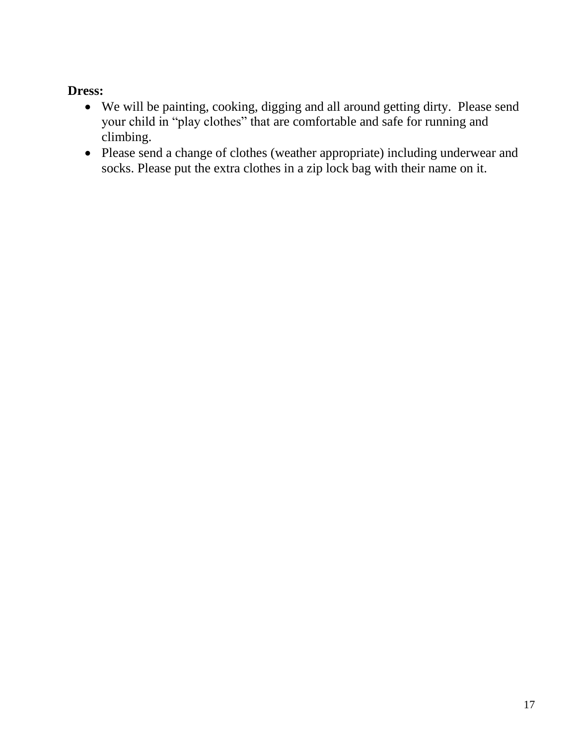**Dress:**

- We will be painting, cooking, digging and all around getting dirty.  Please send your child in “play clothes” that are comfortable and safe for running and climbing.
- Please send a change of clothes (weather appropriate) including underwear and socks. Please put the extra clothes in a zip lock bag with their name on it.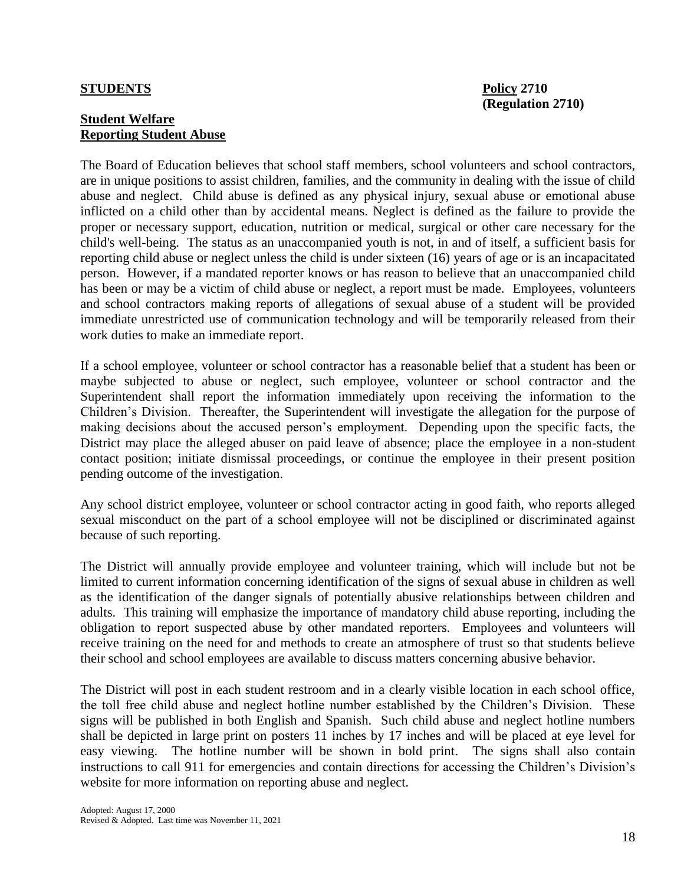**STUDENTS** **Policy 2710**
**(Regulation 2710)**

**Student Welfare**
**Reporting Student Abuse**

The Board of Education believes that school staff members, school volunteers and school contractors, are in unique positions to assist children, families, and the community in dealing with the issue of child abuse and neglect. Child abuse is defined as any physical injury, sexual abuse or emotional abuse inflicted on a child other than by accidental means. Neglect is defined as the failure to provide the proper or necessary support, education, nutrition or medical, surgical or other care necessary for the child's well-being. The status as an unaccompanied youth is not, in and of itself, a sufficient basis for reporting child abuse or neglect unless the child is under sixteen (16) years of age or is an incapacitated person. However, if a mandated reporter knows or has reason to believe that an unaccompanied child has been or may be a victim of child abuse or neglect, a report must be made. Employees, volunteers and school contractors making reports of allegations of sexual abuse of a student will be provided immediate unrestricted use of communication technology and will be temporarily released from their work duties to make an immediate report.

If a school employee, volunteer or school contractor has a reasonable belief that a student has been or maybe subjected to abuse or neglect, such employee, volunteer or school contractor and the Superintendent shall report the information immediately upon receiving the information to the Children's Division. Thereafter, the Superintendent will investigate the allegation for the purpose of making decisions about the accused person's employment. Depending upon the specific facts, the District may place the alleged abuser on paid leave of absence; place the employee in a non-student contact position; initiate dismissal proceedings, or continue the employee in their present position pending outcome of the investigation.

Any school district employee, volunteer or school contractor acting in good faith, who reports alleged sexual misconduct on the part of a school employee will not be disciplined or discriminated against because of such reporting.

The District will annually provide employee and volunteer training, which will include but not be limited to current information concerning identification of the signs of sexual abuse in children as well as the identification of the danger signals of potentially abusive relationships between children and adults. This training will emphasize the importance of mandatory child abuse reporting, including the obligation to report suspected abuse by other mandated reporters. Employees and volunteers will receive training on the need for and methods to create an atmosphere of trust so that students believe their school and school employees are available to discuss matters concerning abusive behavior.

The District will post in each student restroom and in a clearly visible location in each school office, the toll free child abuse and neglect hotline number established by the Children's Division. These signs will be published in both English and Spanish. Such child abuse and neglect hotline numbers shall be depicted in large print on posters 11 inches by 17 inches and will be placed at eye level for easy viewing. The hotline number will be shown in bold print. The signs shall also contain instructions to call 911 for emergencies and contain directions for accessing the Children's Division's website for more information on reporting abuse and neglect.

Adopted: August 17, 2000
Revised & Adopted. Last time was November 11, 2021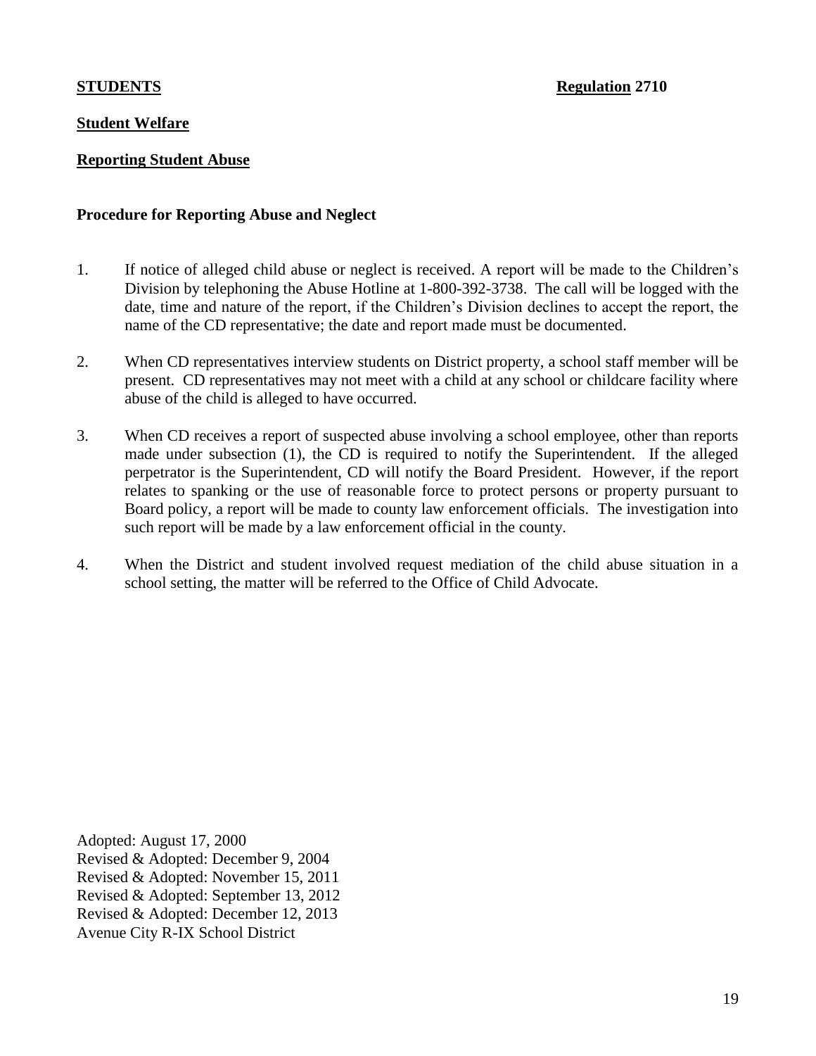**STUDENTS** **Regulation 2710**

**Student Welfare**

**Reporting Student Abuse**

**Procedure for Reporting Abuse and Neglect**

1. If notice of alleged child abuse or neglect is received. A report will be made to the Children's Division by telephoning the Abuse Hotline at 1-800-392-3738. The call will be logged with the date, time and nature of the report, if the Children's Division declines to accept the report, the name of the CD representative; the date and report made must be documented.

2. When CD representatives interview students on District property, a school staff member will be present. CD representatives may not meet with a child at any school or childcare facility where abuse of the child is alleged to have occurred.

3. When CD receives a report of suspected abuse involving a school employee, other than reports made under subsection (1), the CD is required to notify the Superintendent. If the alleged perpetrator is the Superintendent, CD will notify the Board President. However, if the report relates to spanking or the use of reasonable force to protect persons or property pursuant to Board policy, a report will be made to county law enforcement officials. The investigation into such report will be made by a law enforcement official in the county.

4. When the District and student involved request mediation of the child abuse situation in a school setting, the matter will be referred to the Office of Child Advocate.

Adopted: August 17, 2000
Revised & Adopted: December 9, 2004
Revised & Adopted: November 15, 2011
Revised & Adopted: September 13, 2012
Revised & Adopted: December 12, 2013
Avenue City R-IX School District